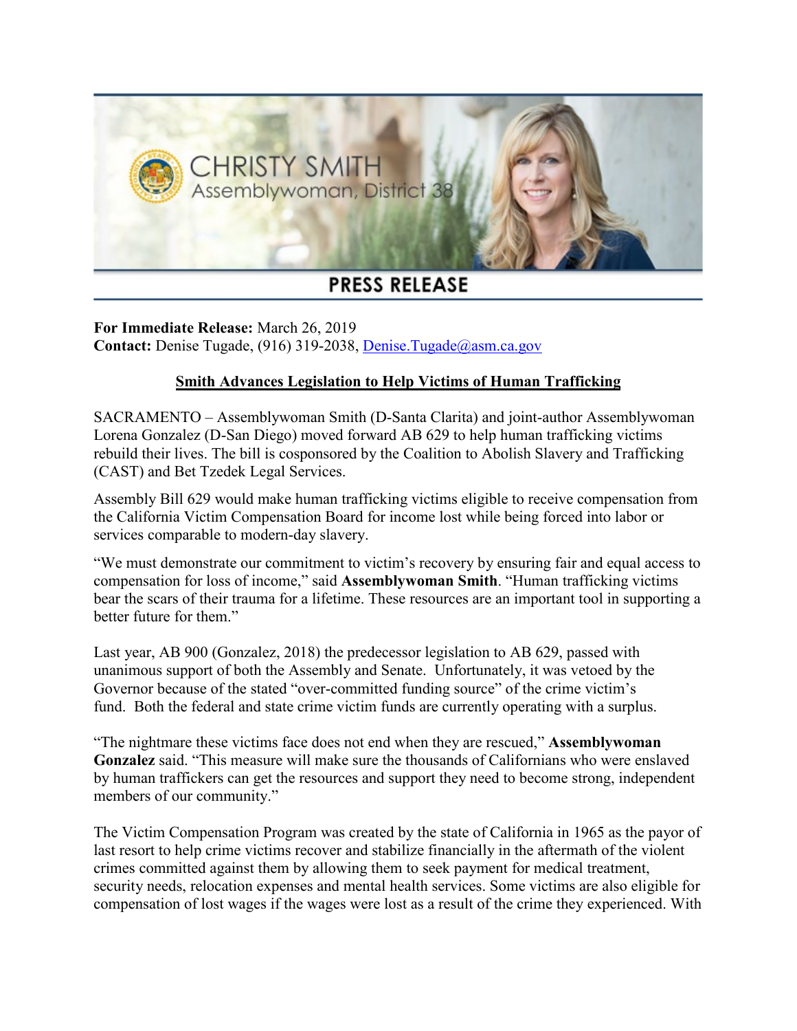CHRISTY SMITH
Assemblywoman, District 38

# PRESS RELEASE

**For Immediate Release:** March 26, 2019
**Contact:** Denise Tugade, (916) 319-2038, Denise.Tugade@asm.ca.gov

## Smith Advances Legislation to Help Victims of Human Trafficking

SACRAMENTO – Assemblywoman Smith (D-Santa Clarita) and joint-author Assemblywoman Lorena Gonzalez (D-San Diego) moved forward AB 629 to help human trafficking victims rebuild their lives. The bill is cosponsored by the Coalition to Abolish Slavery and Trafficking (CAST) and Bet Tzedek Legal Services.

Assembly Bill 629 would make human trafficking victims eligible to receive compensation from the California Victim Compensation Board for income lost while being forced into labor or services comparable to modern-day slavery.

"We must demonstrate our commitment to victim's recovery by ensuring fair and equal access to compensation for loss of income," said **Assemblywoman Smith**. "Human trafficking victims bear the scars of their trauma for a lifetime. These resources are an important tool in supporting a better future for them."

Last year, AB 900 (Gonzalez, 2018) the predecessor legislation to AB 629, passed with unanimous support of both the Assembly and Senate. Unfortunately, it was vetoed by the Governor because of the stated "over-committed funding source" of the crime victim's fund. Both the federal and state crime victim funds are currently operating with a surplus.

"The nightmare these victims face does not end when they are rescued," **Assemblywoman Gonzalez** said. "This measure will make sure the thousands of Californians who were enslaved by human traffickers can get the resources and support they need to become strong, independent members of our community."

The Victim Compensation Program was created by the state of California in 1965 as the payor of last resort to help crime victims recover and stabilize financially in the aftermath of the violent crimes committed against them by allowing them to seek payment for medical treatment, security needs, relocation expenses and mental health services. Some victims are also eligible for compensation of lost wages if the wages were lost as a result of the crime they experienced. With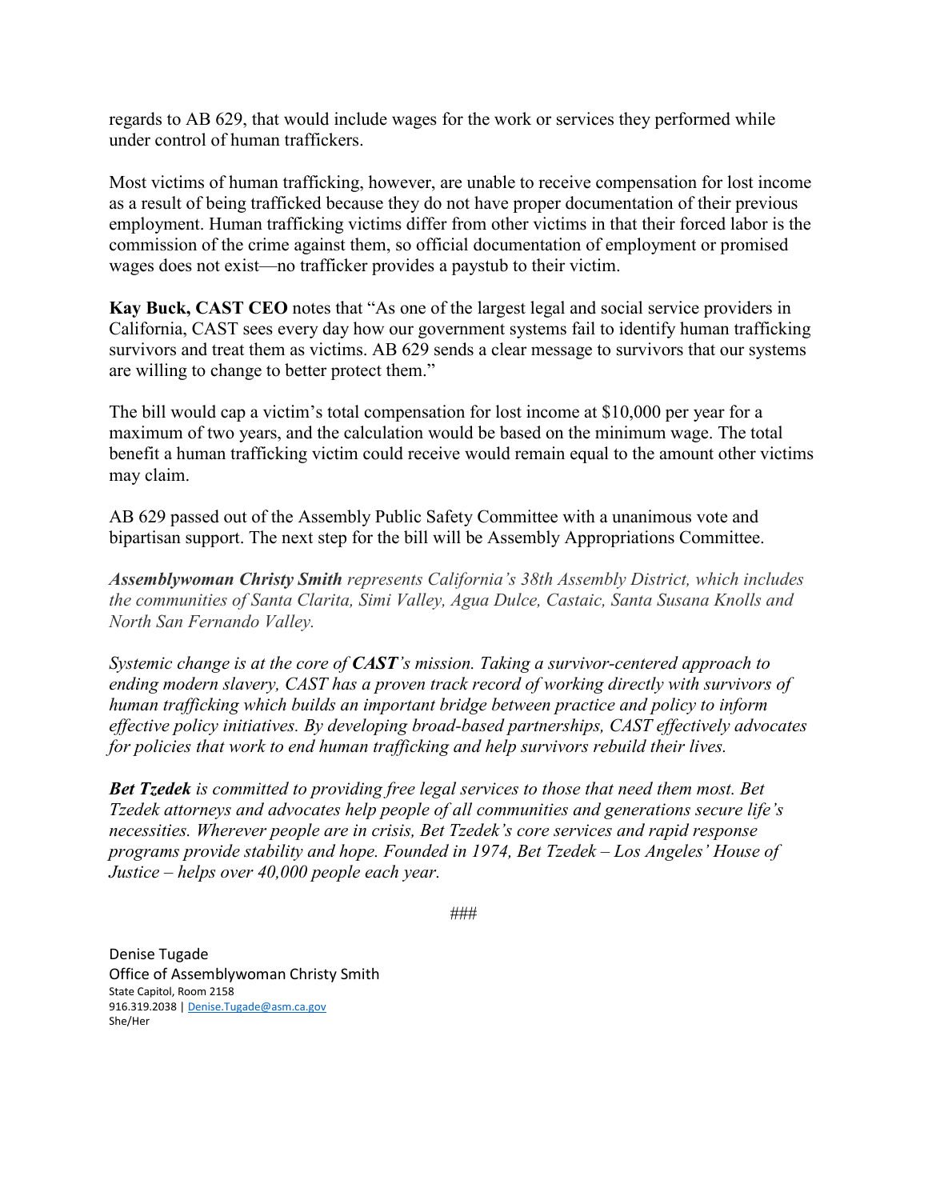regards to AB 629, that would include wages for the work or services they performed while under control of human traffickers.

Most victims of human trafficking, however, are unable to receive compensation for lost income as a result of being trafficked because they do not have proper documentation of their previous employment. Human trafficking victims differ from other victims in that their forced labor is the commission of the crime against them, so official documentation of employment or promised wages does not exist—no trafficker provides a paystub to their victim.

**Kay Buck, CAST CEO** notes that "As one of the largest legal and social service providers in California, CAST sees every day how our government systems fail to identify human trafficking survivors and treat them as victims. AB 629 sends a clear message to survivors that our systems are willing to change to better protect them."

The bill would cap a victim's total compensation for lost income at $10,000 per year for a maximum of two years, and the calculation would be based on the minimum wage. The total benefit a human trafficking victim could receive would remain equal to the amount other victims may claim.

AB 629 passed out of the Assembly Public Safety Committee with a unanimous vote and bipartisan support. The next step for the bill will be Assembly Appropriations Committee.

***Assemblywoman Christy Smith*** *represents California's 38th Assembly District, which includes the communities of Santa Clarita, Simi Valley, Agua Dulce, Castaic, Santa Susana Knolls and North San Fernando Valley.*

*Systemic change is at the core of* ***CAST****'s mission. Taking a survivor-centered approach to ending modern slavery, CAST has a proven track record of working directly with survivors of human trafficking which builds an important bridge between practice and policy to inform effective policy initiatives. By developing broad-based partnerships, CAST effectively advocates for policies that work to end human trafficking and help survivors rebuild their lives.*

***Bet Tzedek*** *is committed to providing free legal services to those that need them most. Bet Tzedek attorneys and advocates help people of all communities and generations secure life's necessities. Wherever people are in crisis, Bet Tzedek's core services and rapid response programs provide stability and hope. Founded in 1974, Bet Tzedek – Los Angeles' House of Justice – helps over 40,000 people each year.*

###

Denise Tugade
Office of Assemblywoman Christy Smith
State Capitol, Room 2158
916.319.2038 | Denise.Tugade@asm.ca.gov
She/Her